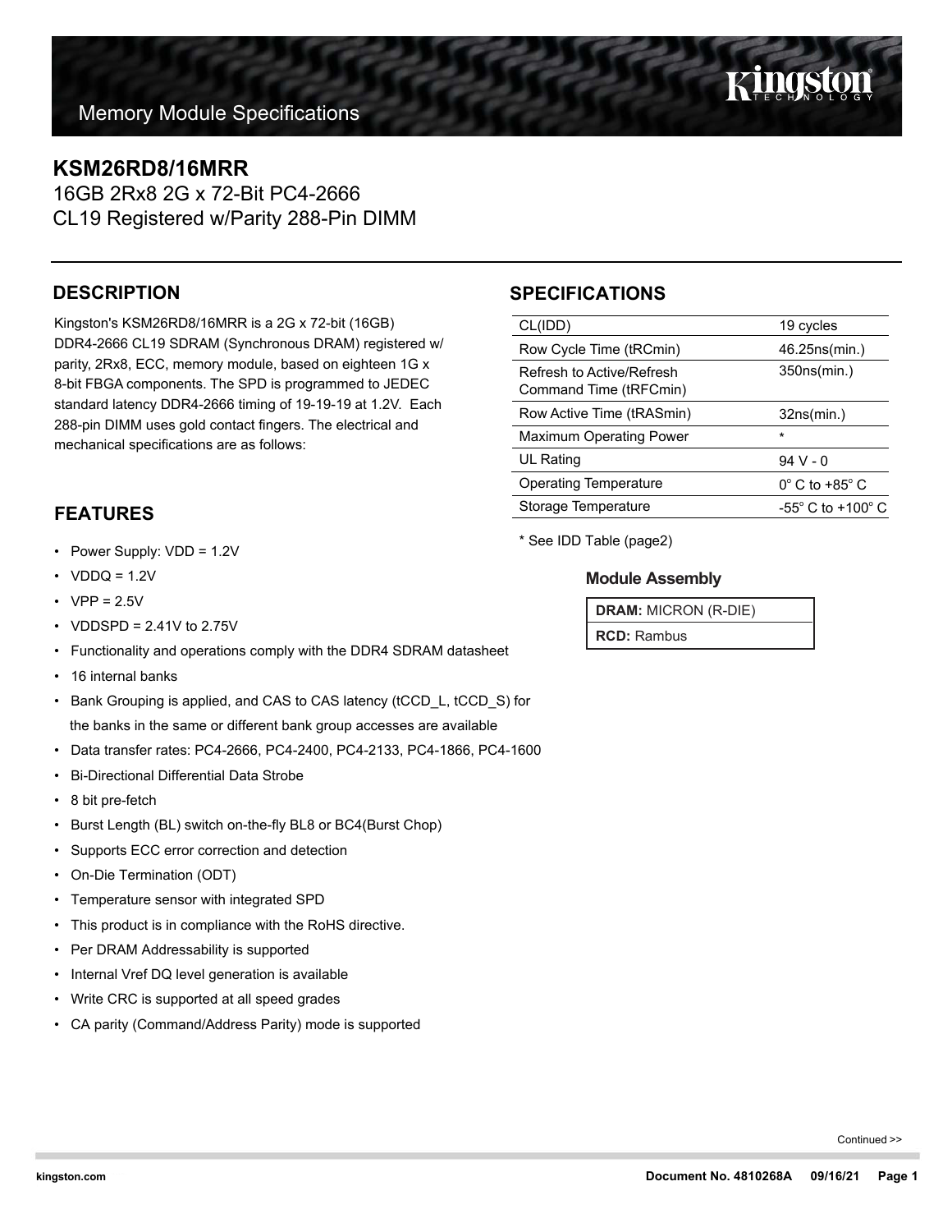# Memory Module Specifications

## KSM26RD8/16MRR

16GB 2Rx8 2G x 72-Bit PC4-2666
CL19 Registered w/Parity 288-Pin DIMM

## DESCRIPTION

Kingston's KSM26RD8/16MRR is a 2G x 72-bit (16GB) DDR4-2666 CL19 SDRAM (Synchronous DRAM) registered w/ parity, 2Rx8, ECC, memory module, based on eighteen 1G x 8-bit FBGA components. The SPD is programmed to JEDEC standard latency DDR4-2666 timing of 19-19-19 at 1.2V. Each 288-pin DIMM uses gold contact fingers. The electrical and mechanical specifications are as follows:

## FEATURES

- Power Supply: VDD = 1.2V
- VDDQ = 1.2V
- VPP = 2.5V
- VDDSPD = 2.41V to 2.75V
- Functionality and operations comply with the DDR4 SDRAM datasheet
- 16 internal banks
- Bank Grouping is applied, and CAS to CAS latency (tCCD_L, tCCD_S) for the banks in the same or different bank group accesses are available
- Data transfer rates: PC4-2666, PC4-2400, PC4-2133, PC4-1866, PC4-1600
- Bi-Directional Differential Data Strobe
- 8 bit pre-fetch
- Burst Length (BL) switch on-the-fly BL8 or BC4(Burst Chop)
- Supports ECC error correction and detection
- On-Die Termination (ODT)
- Temperature sensor with integrated SPD
- This product is in compliance with the RoHS directive.
- Per DRAM Addressability is supported
- Internal Vref DQ level generation is available
- Write CRC is supported at all speed grades
- CA parity (Command/Address Parity) mode is supported

## SPECIFICATIONS

| | |
|---|---|
| CL(IDD) | 19 cycles |
| Row Cycle Time (tRCmin) | 46.25ns(min.) |
| Refresh to Active/Refresh Command Time (tRFCmin) | 350ns(min.) |
| Row Active Time (tRASmin) | 32ns(min.) |
| Maximum Operating Power | * |
| UL Rating | 94 V - 0 |
| Operating Temperature | 0° C to +85° C |
| Storage Temperature | -55° C to +100° C |

* See IDD Table (page2)

### Module Assembly

| | |
|---|---|
| **DRAM:** MICRON (R-DIE) | |
| **RCD:** Rambus | |

Continued >>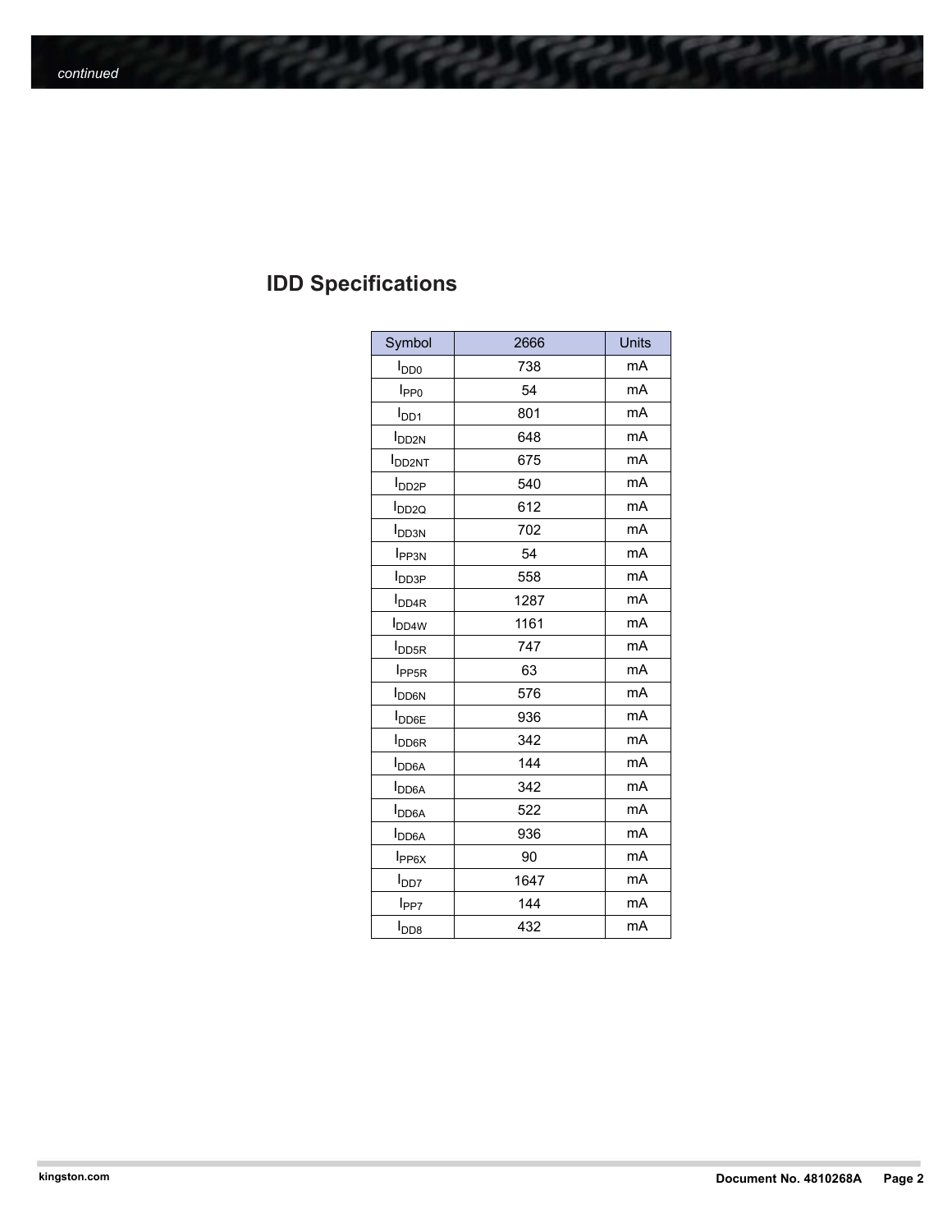## IDD Specifications

| Symbol | 2666 | Units |
|---|---|---|
| $I_{DD0}$ | 738 | mA |
| $I_{PP0}$ | 54 | mA |
| $I_{DD1}$ | 801 | mA |
| $I_{DD2N}$ | 648 | mA |
| $I_{DD2NT}$ | 675 | mA |
| $I_{DD2P}$ | 540 | mA |
| $I_{DD2Q}$ | 612 | mA |
| $I_{DD3N}$ | 702 | mA |
| $I_{PP3N}$ | 54 | mA |
| $I_{DD3P}$ | 558 | mA |
| $I_{DD4R}$ | 1287 | mA |
| $I_{DD4W}$ | 1161 | mA |
| $I_{DD5R}$ | 747 | mA |
| $I_{PP5R}$ | 63 | mA |
| $I_{DD6N}$ | 576 | mA |
| $I_{DD6E}$ | 936 | mA |
| $I_{DD6R}$ | 342 | mA |
| $I_{DD6A}$ | 144 | mA |
| $I_{DD6A}$ | 342 | mA |
| $I_{DD6A}$ | 522 | mA |
| $I_{DD6A}$ | 936 | mA |
| $I_{PP6X}$ | 90 | mA |
| $I_{DD7}$ | 1647 | mA |
| $I_{PP7}$ | 144 | mA |
| $I_{DD8}$ | 432 | mA |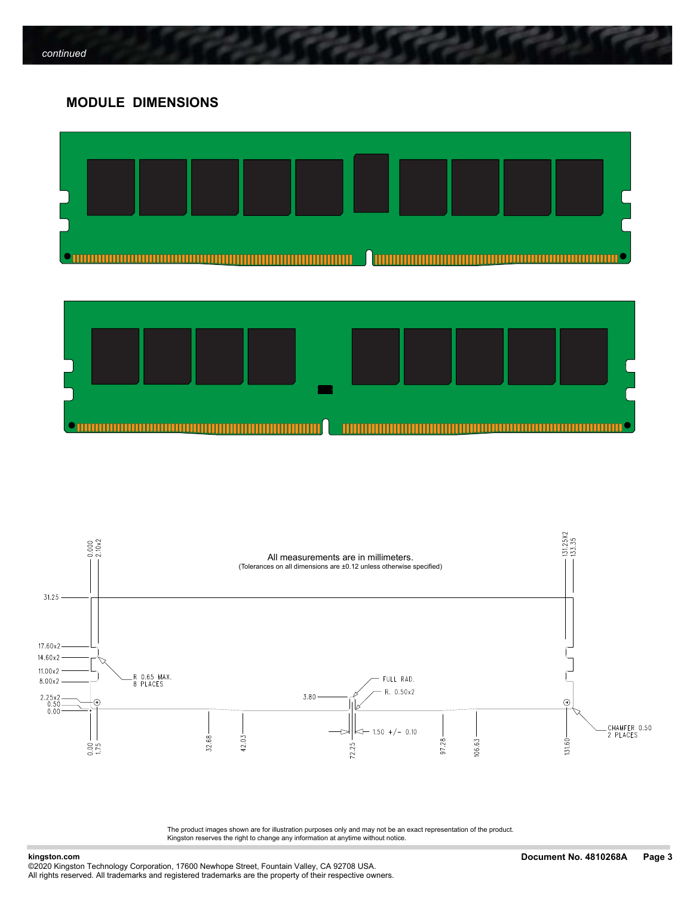*continued*

## MODULE DIMENSIONS

All measurements are in millimeters.
(Tolerances on all dimensions are ±0.12 unless otherwise specified)

0.000
2.10x2
131.25X2
133.35
31.25
17.60x2
14.60x2
11.00x2
8.00x2
2.25x2
0.50
0.00
R 0.65 MAX.
8 PLACES
FULL RAD.
R. 0.50x2
3.80
1.50 +/- 0.10
CHAMFER 0.50
2 PLACES
0.00
1.75
32.68
42.03
72.25
97.28
106.63
131.60

The product images shown are for illustration purposes only and may not be an exact representation of the product.
Kingston reserves the right to change any information at anytime without notice.

**kingston.com**
©2020 Kingston Technology Corporation, 17600 Newhope Street, Fountain Valley, CA 92708 USA.
All rights reserved. All trademarks and registered trademarks are the property of their respective owners.

**Document No. 4810268A**